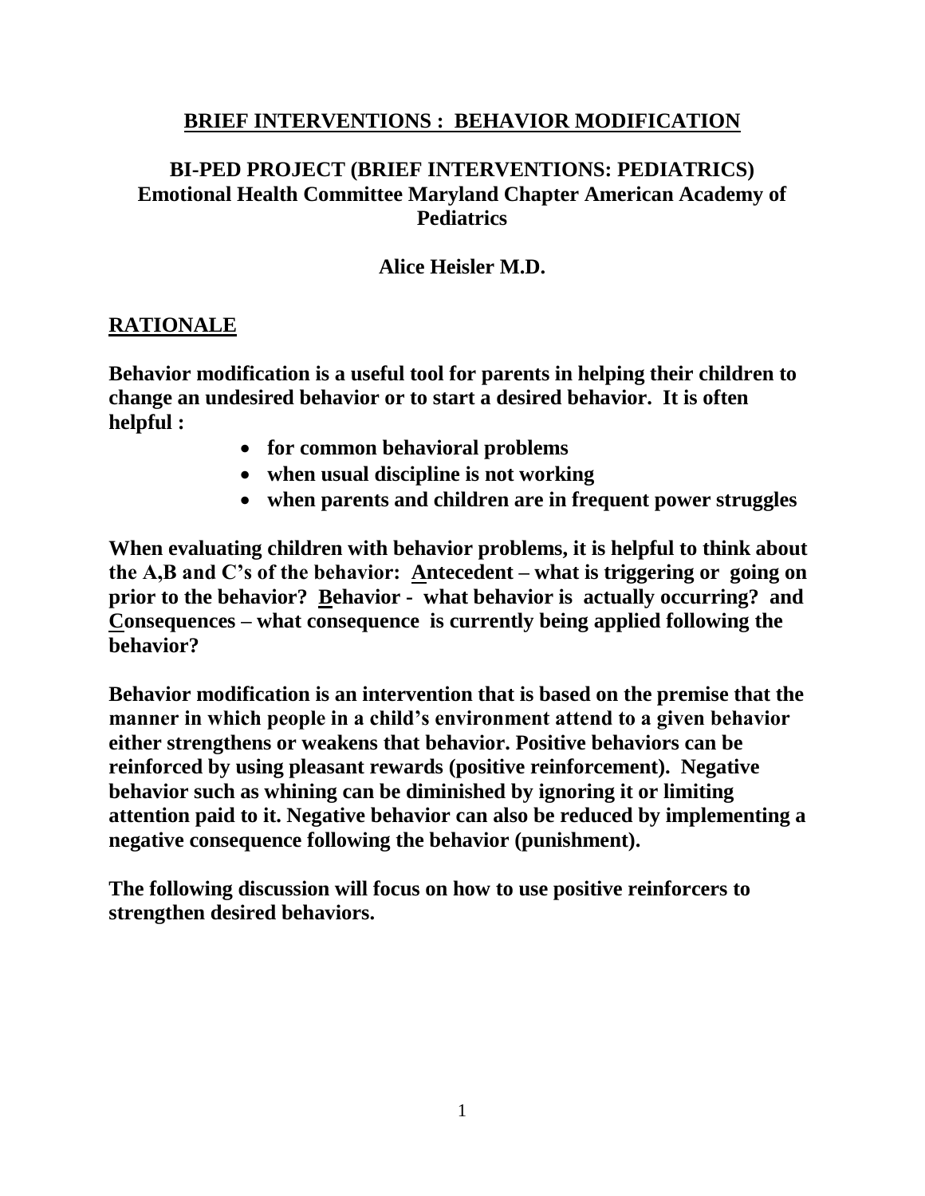# BRIEF INTERVENTIONS : BEHAVIOR MODIFICATION

## BI-PED PROJECT (BRIEF INTERVENTIONS: PEDIATRICS)
## Emotional Health Committee Maryland Chapter American Academy of Pediatrics

**Alice Heisler M.D.**

## RATIONALE

**Behavior modification is a useful tool for parents in helping their children to change an undesired behavior or to start a desired behavior. It is often helpful :**

- **for common behavioral problems**
- **when usual discipline is not working**
- **when parents and children are in frequent power struggles**

**When evaluating children with behavior problems, it is helpful to think about the A,B and C's of the behavior: Antecedent – what is triggering or going on prior to the behavior? Behavior - what behavior is actually occurring? and Consequences – what consequence is currently being applied following the behavior?**

**Behavior modification is an intervention that is based on the premise that the manner in which people in a child's environment attend to a given behavior either strengthens or weakens that behavior. Positive behaviors can be reinforced by using pleasant rewards (positive reinforcement). Negative behavior such as whining can be diminished by ignoring it or limiting attention paid to it. Negative behavior can also be reduced by implementing a negative consequence following the behavior (punishment).**

**The following discussion will focus on how to use positive reinforcers to strengthen desired behaviors.**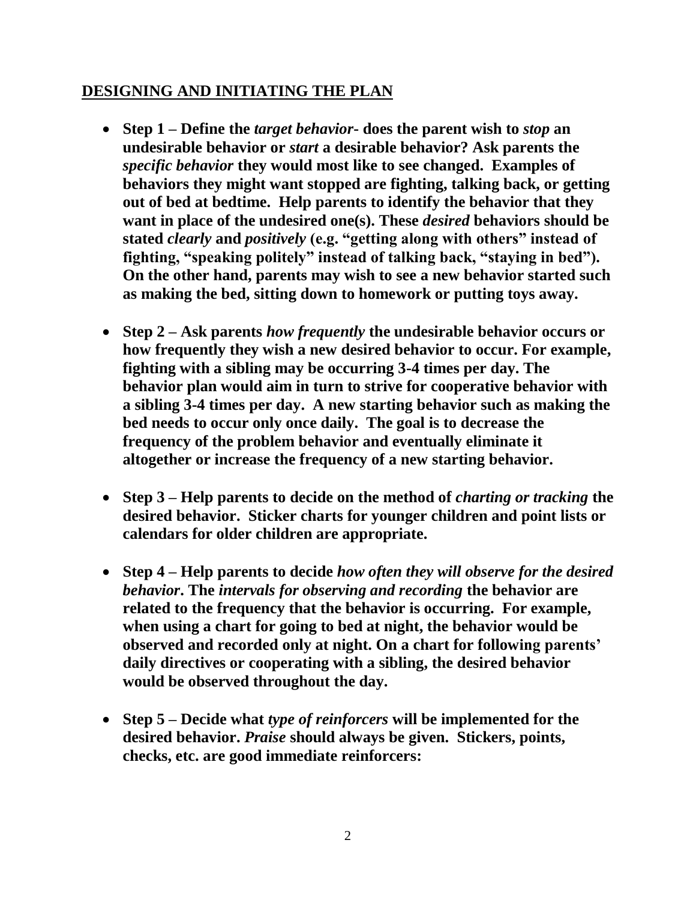## DESIGNING AND INITIATING THE PLAN

- **Step 1 – Define the *target behavior*- does the parent wish to *stop* an undesirable behavior or *start* a desirable behavior? Ask parents the *specific behavior* they would most like to see changed. Examples of behaviors they might want stopped are fighting, talking back, or getting out of bed at bedtime. Help parents to identify the behavior that they want in place of the undesired one(s). These *desired* behaviors should be stated *clearly* and *positively* (e.g. "getting along with others" instead of fighting, "speaking politely" instead of talking back, "staying in bed"). On the other hand, parents may wish to see a new behavior started such as making the bed, sitting down to homework or putting toys away.**

- **Step 2 – Ask parents *how frequently* the undesirable behavior occurs or how frequently they wish a new desired behavior to occur. For example, fighting with a sibling may be occurring 3-4 times per day. The behavior plan would aim in turn to strive for cooperative behavior with a sibling 3-4 times per day. A new starting behavior such as making the bed needs to occur only once daily. The goal is to decrease the frequency of the problem behavior and eventually eliminate it altogether or increase the frequency of a new starting behavior.**

- **Step 3 – Help parents to decide on the method of *charting or tracking* the desired behavior. Sticker charts for younger children and point lists or calendars for older children are appropriate.**

- **Step 4 – Help parents to decide *how often they will observe for the desired behavior*. The *intervals for observing and recording* the behavior are related to the frequency that the behavior is occurring. For example, when using a chart for going to bed at night, the behavior would be observed and recorded only at night. On a chart for following parents' daily directives or cooperating with a sibling, the desired behavior would be observed throughout the day.**

- **Step 5 – Decide what *type of reinforcers* will be implemented for the desired behavior. *Praise* should always be given. Stickers, points, checks, etc. are good immediate reinforcers:**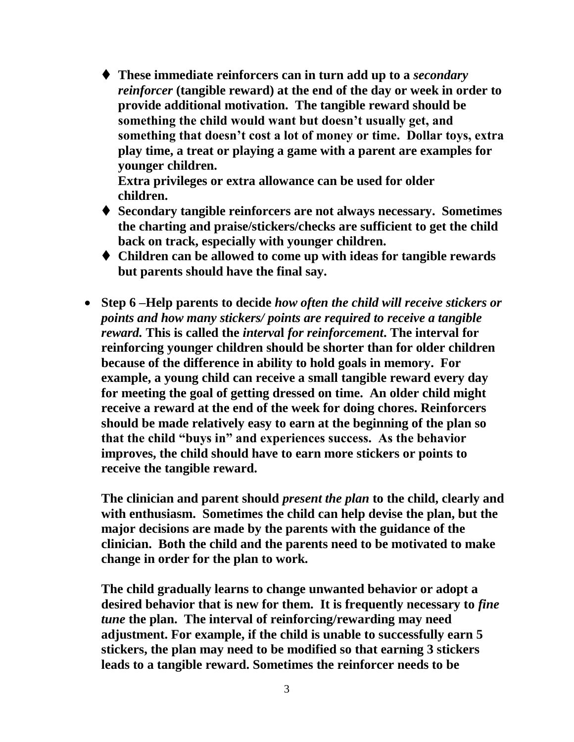- ♦ **These immediate reinforcers can in turn add up to a *secondary reinforcer* (tangible reward) at the end of the day or week in order to provide additional motivation. The tangible reward should be something the child would want but doesn't usually get, and something that doesn't cost a lot of money or time. Dollar toys, extra play time, a treat or playing a game with a parent are examples for younger children.**
  **Extra privileges or extra allowance can be used for older children.**
- ♦ **Secondary tangible reinforcers are not always necessary. Sometimes the charting and praise/stickers/checks are sufficient to get the child back on track, especially with younger children.**
- ♦ **Children can be allowed to come up with ideas for tangible rewards but parents should have the final say.**

- **Step 6 –Help parents to decide *how often the child will receive stickers or points and how many stickers/ points are required to receive a tangible reward.* This is called the *interval for reinforcement*. The interval for reinforcing younger children should be shorter than for older children because of the difference in ability to hold goals in memory. For example, a young child can receive a small tangible reward every day for meeting the goal of getting dressed on time. An older child might receive a reward at the end of the week for doing chores. Reinforcers should be made relatively easy to earn at the beginning of the plan so that the child "buys in" and experiences success. As the behavior improves, the child should have to earn more stickers or points to receive the tangible reward.**

  **The clinician and parent should *present the plan* to the child, clearly and with enthusiasm. Sometimes the child can help devise the plan, but the major decisions are made by the parents with the guidance of the clinician. Both the child and the parents need to be motivated to make change in order for the plan to work.**

  **The child gradually learns to change unwanted behavior or adopt a desired behavior that is new for them. It is frequently necessary to *fine tune* the plan. The interval of reinforcing/rewarding may need adjustment. For example, if the child is unable to successfully earn 5 stickers, the plan may need to be modified so that earning 3 stickers leads to a tangible reward. Sometimes the reinforcer needs to be**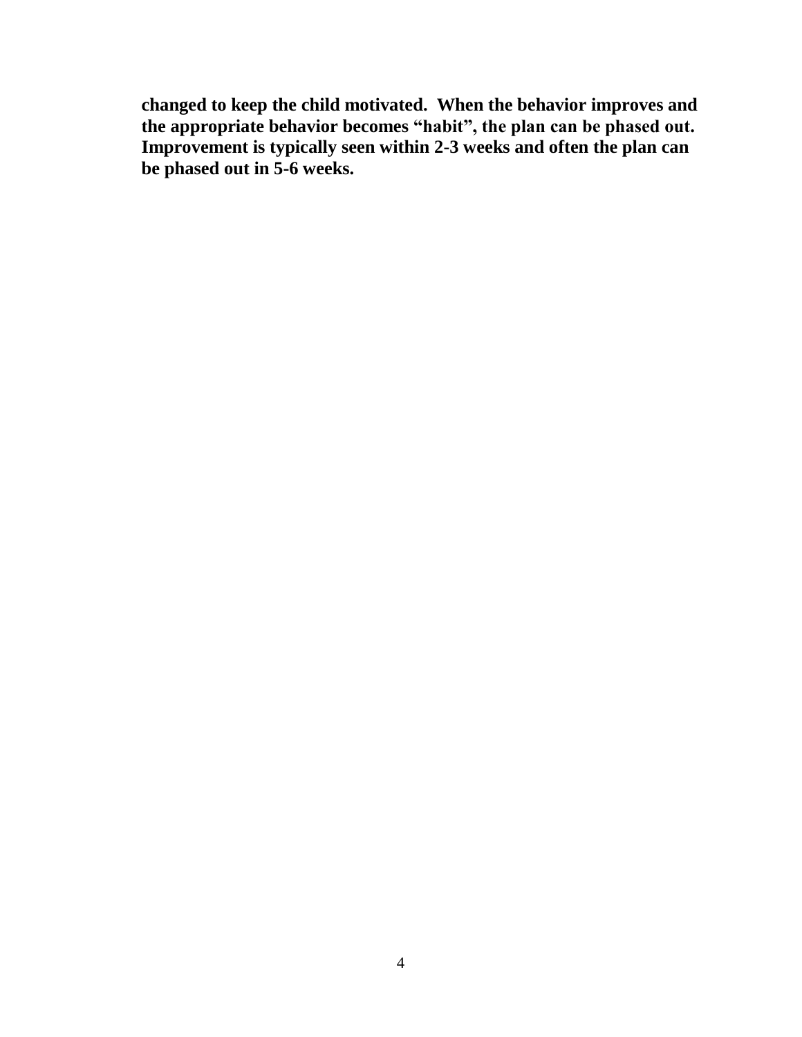**changed to keep the child motivated. When the behavior improves and the appropriate behavior becomes "habit", the plan can be phased out. Improvement is typically seen within 2-3 weeks and often the plan can be phased out in 5-6 weeks.**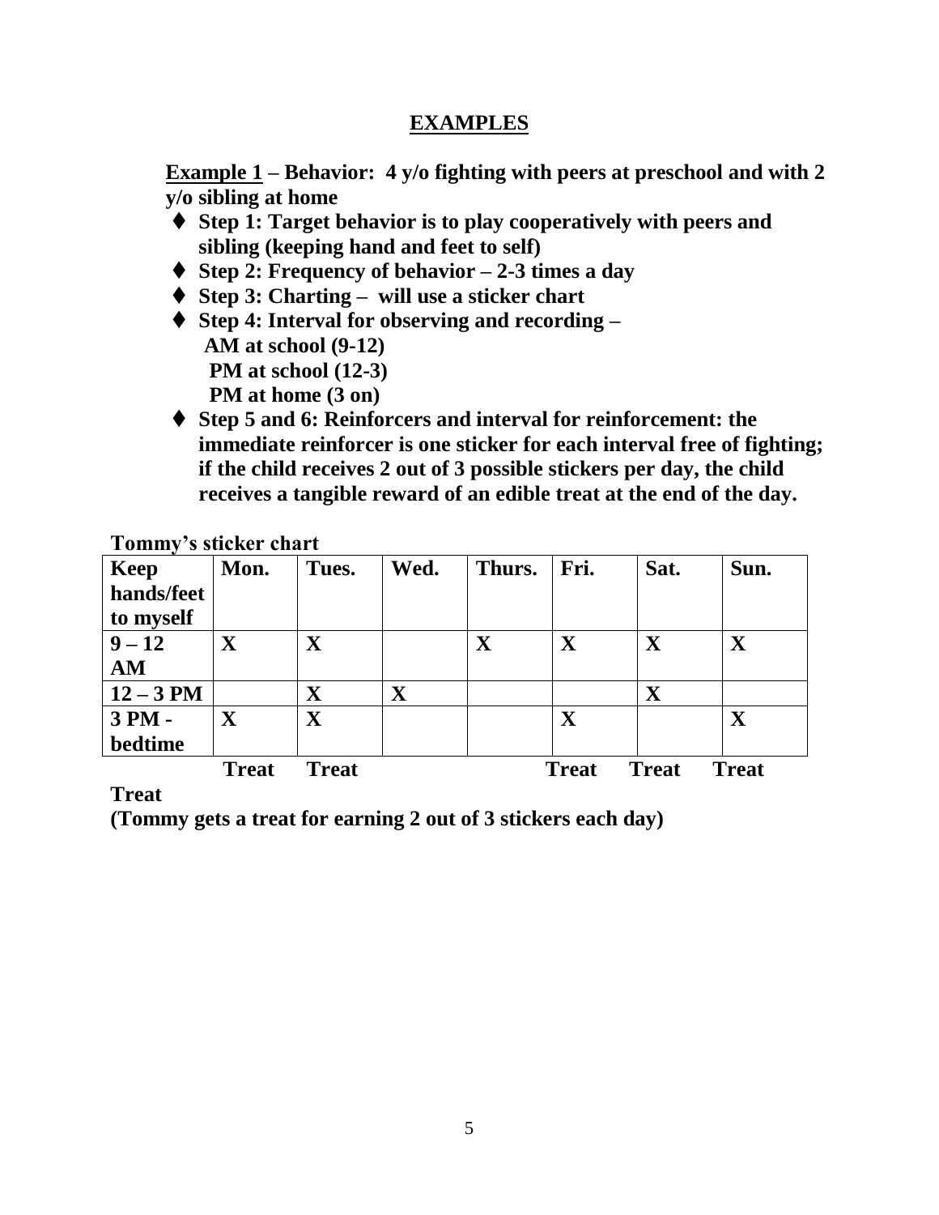## EXAMPLES

**<u>Example 1</u> – Behavior: 4 y/o fighting with peers at preschool and with 2 y/o sibling at home**

- **Step 1: Target behavior is to play cooperatively with peers and sibling (keeping hand and feet to self)**
- **Step 2: Frequency of behavior – 2-3 times a day**
- **Step 3: Charting – will use a sticker chart**
- **Step 4: Interval for observing and recording –**
  **AM at school (9-12)**
  **PM at school (12-3)**
  **PM at home (3 on)**
- **Step 5 and 6: Reinforcers and interval for reinforcement: the immediate reinforcer is one sticker for each interval free of fighting; if the child receives 2 out of 3 possible stickers per day, the child receives a tangible reward of an edible treat at the end of the day.**

**Tommy's sticker chart**

| Keep hands/feet to myself | Mon. | Tues. | Wed. | Thurs. | Fri. | Sat. | Sun. |
|---|---|---|---|---|---|---|---|
| 9 – 12 AM | X | X | | X | X | X | X |
| 12 – 3 PM | | X | X | | | X | |
| 3 PM - bedtime | X | X | | | X | | X |
| Treat | Treat | Treat | | | Treat | Treat | Treat |

**(Tommy gets a treat for earning 2 out of 3 stickers each day)**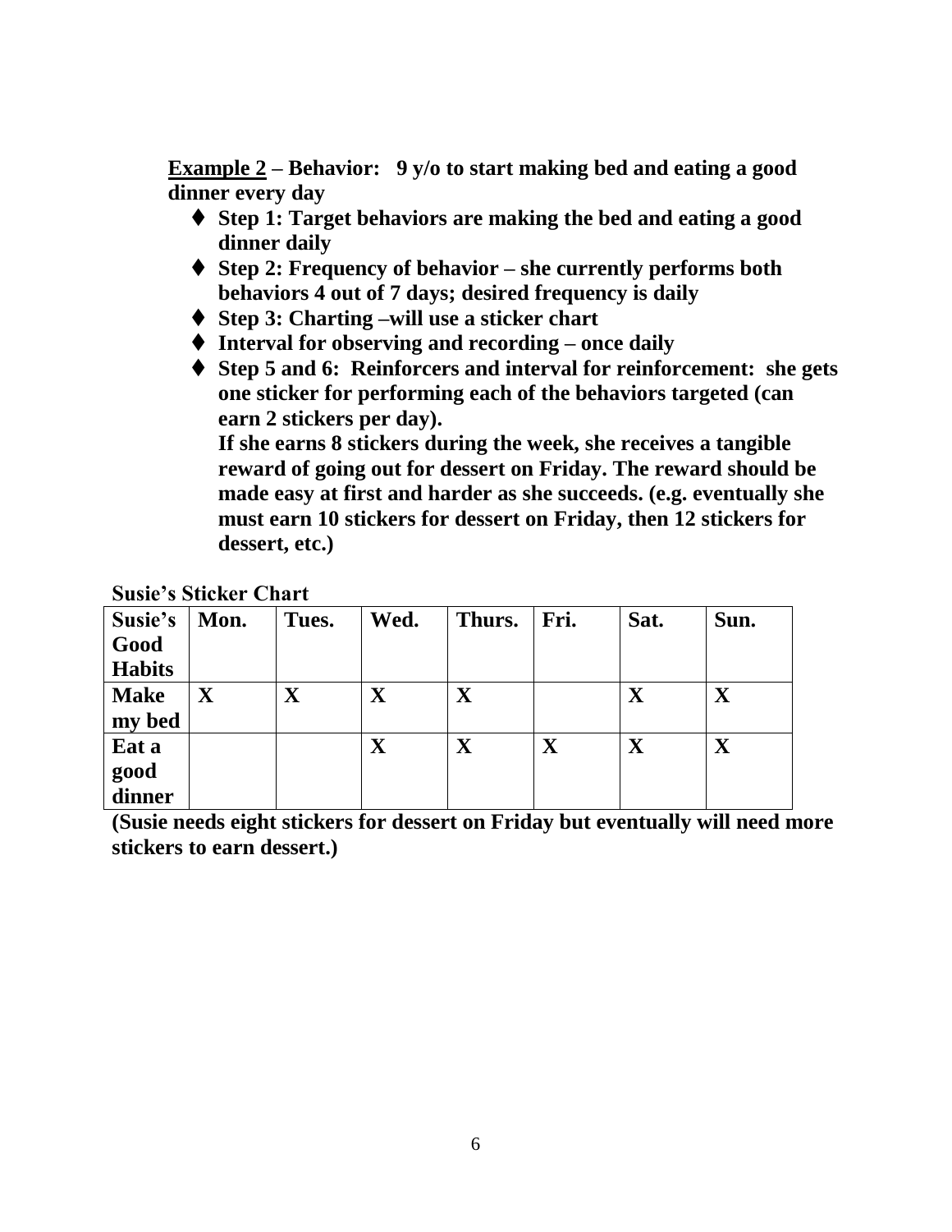**<u>Example 2</u> – Behavior: 9 y/o to start making bed and eating a good dinner every day**

- **Step 1: Target behaviors are making the bed and eating a good dinner daily**
- **Step 2: Frequency of behavior – she currently performs both behaviors 4 out of 7 days; desired frequency is daily**
- **Step 3: Charting –will use a sticker chart**
- **Interval for observing and recording – once daily**
- **Step 5 and 6: Reinforcers and interval for reinforcement: she gets one sticker for performing each of the behaviors targeted (can earn 2 stickers per day).**
  **If she earns 8 stickers during the week, she receives a tangible reward of going out for dessert on Friday. The reward should be made easy at first and harder as she succeeds. (e.g. eventually she must earn 10 stickers for dessert on Friday, then 12 stickers for dessert, etc.)**

**Susie's Sticker Chart**

| Susie's Good Habits | Mon. | Tues. | Wed. | Thurs. | Fri. | Sat. | Sun. |
|---|---|---|---|---|---|---|---|
| **Make my bed** | X | X | X | X | | X | X |
| **Eat a good dinner** | | | X | X | X | X | X |

**(Susie needs eight stickers for dessert on Friday but eventually will need more stickers to earn dessert.)**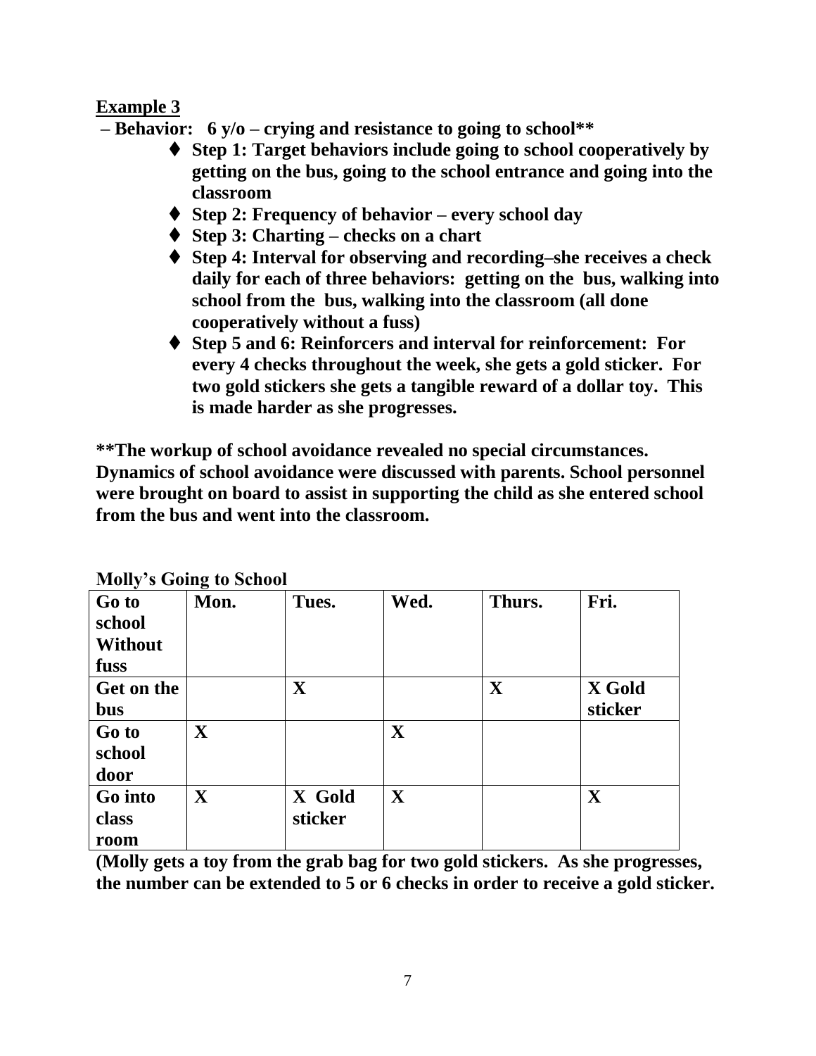**Example 3**

**– Behavior: 6 y/o – crying and resistance to going to school****

- **Step 1: Target behaviors include going to school cooperatively by getting on the bus, going to the school entrance and going into the classroom**
- **Step 2: Frequency of behavior – every school day**
- **Step 3: Charting – checks on a chart**
- **Step 4: Interval for observing and recording–she receives a check daily for each of three behaviors: getting on the bus, walking into school from the bus, walking into the classroom (all done cooperatively without a fuss)**
- **Step 5 and 6: Reinforcers and interval for reinforcement: For every 4 checks throughout the week, she gets a gold sticker. For two gold stickers she gets a tangible reward of a dollar toy. This is made harder as she progresses.**

****The workup of school avoidance revealed no special circumstances. Dynamics of school avoidance were discussed with parents. School personnel were brought on board to assist in supporting the child as she entered school from the bus and went into the classroom.**

**Molly's Going to School**

| Go to school Without fuss | Mon. | Tues. | Wed. | Thurs. | Fri. |
|---|---|---|---|---|---|
| Get on the bus | | X | | X | X Gold sticker |
| Go to school door | X | | X | | |
| Go into class room | X | X Gold sticker | X | | X |

**(Molly gets a toy from the grab bag for two gold stickers. As she progresses, the number can be extended to 5 or 6 checks in order to receive a gold sticker.**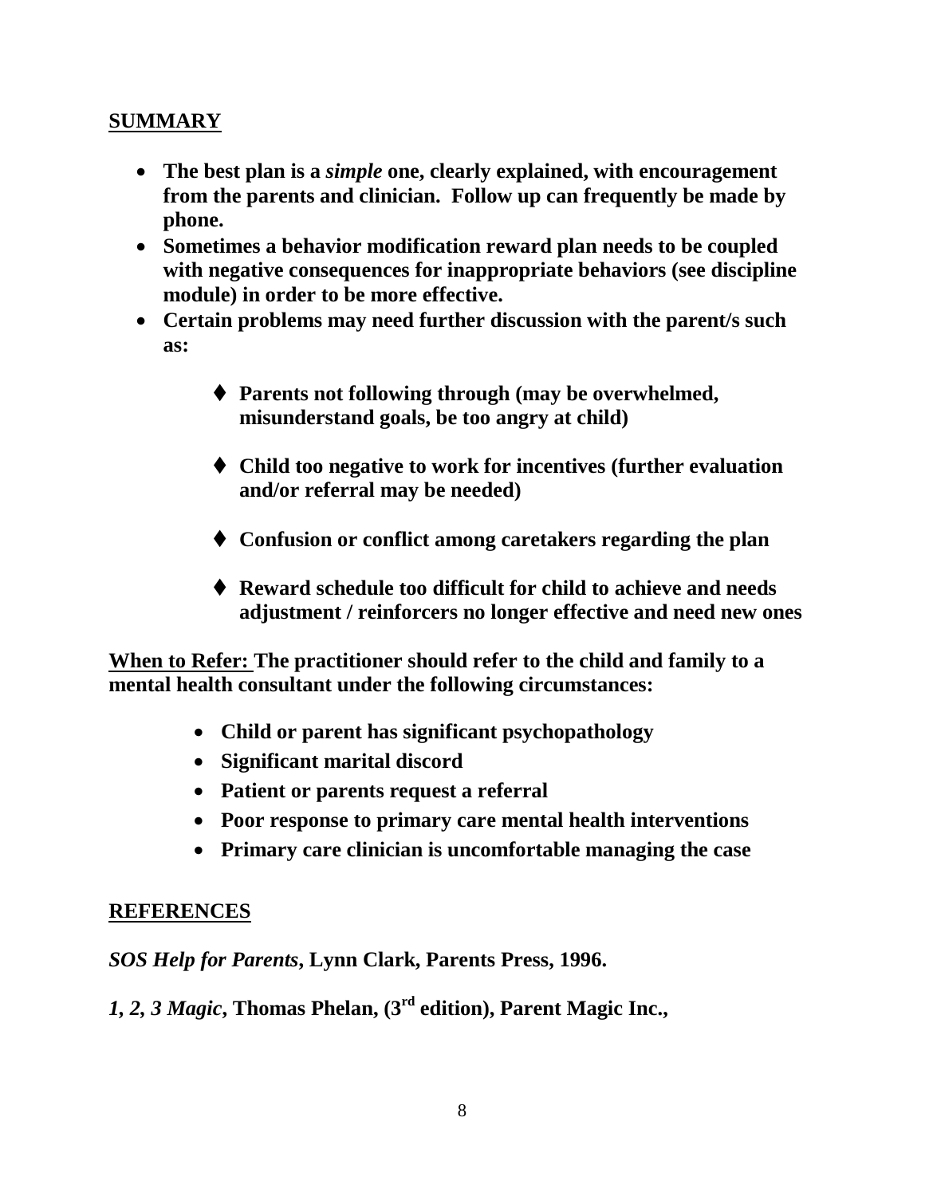## SUMMARY

- **The best plan is a *simple* one, clearly explained, with encouragement from the parents and clinician. Follow up can frequently be made by phone.**
- **Sometimes a behavior modification reward plan needs to be coupled with negative consequences for inappropriate behaviors (see discipline module) in order to be more effective.**
- **Certain problems may need further discussion with the parent/s such as:**

  - ♦ **Parents not following through (may be overwhelmed, misunderstand goals, be too angry at child)**
  - ♦ **Child too negative to work for incentives (further evaluation and/or referral may be needed)**
  - ♦ **Confusion or conflict among caretakers regarding the plan**
  - ♦ **Reward schedule too difficult for child to achieve and needs adjustment / reinforcers no longer effective and need new ones**

**<u>When to Refer:</u> The practitioner should refer to the child and family to a mental health consultant under the following circumstances:**

- **Child or parent has significant psychopathology**
- **Significant marital discord**
- **Patient or parents request a referral**
- **Poor response to primary care mental health interventions**
- **Primary care clinician is uncomfortable managing the case**

## REFERENCES

***SOS Help for Parents*, Lynn Clark, Parents Press, 1996.**

***1, 2, 3 Magic*, Thomas Phelan, (3rd edition), Parent Magic Inc.,**